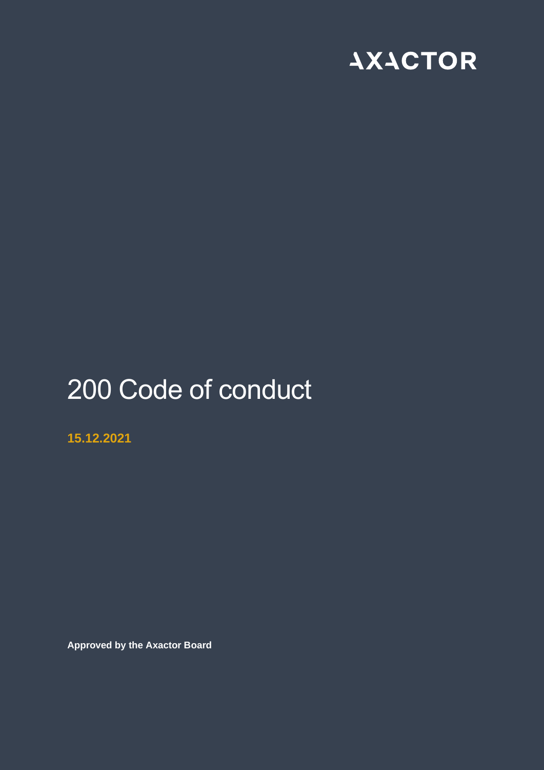AXACTOR

# 200 Code of conduct

**15.12.2021**

**Approved by the Axactor Board**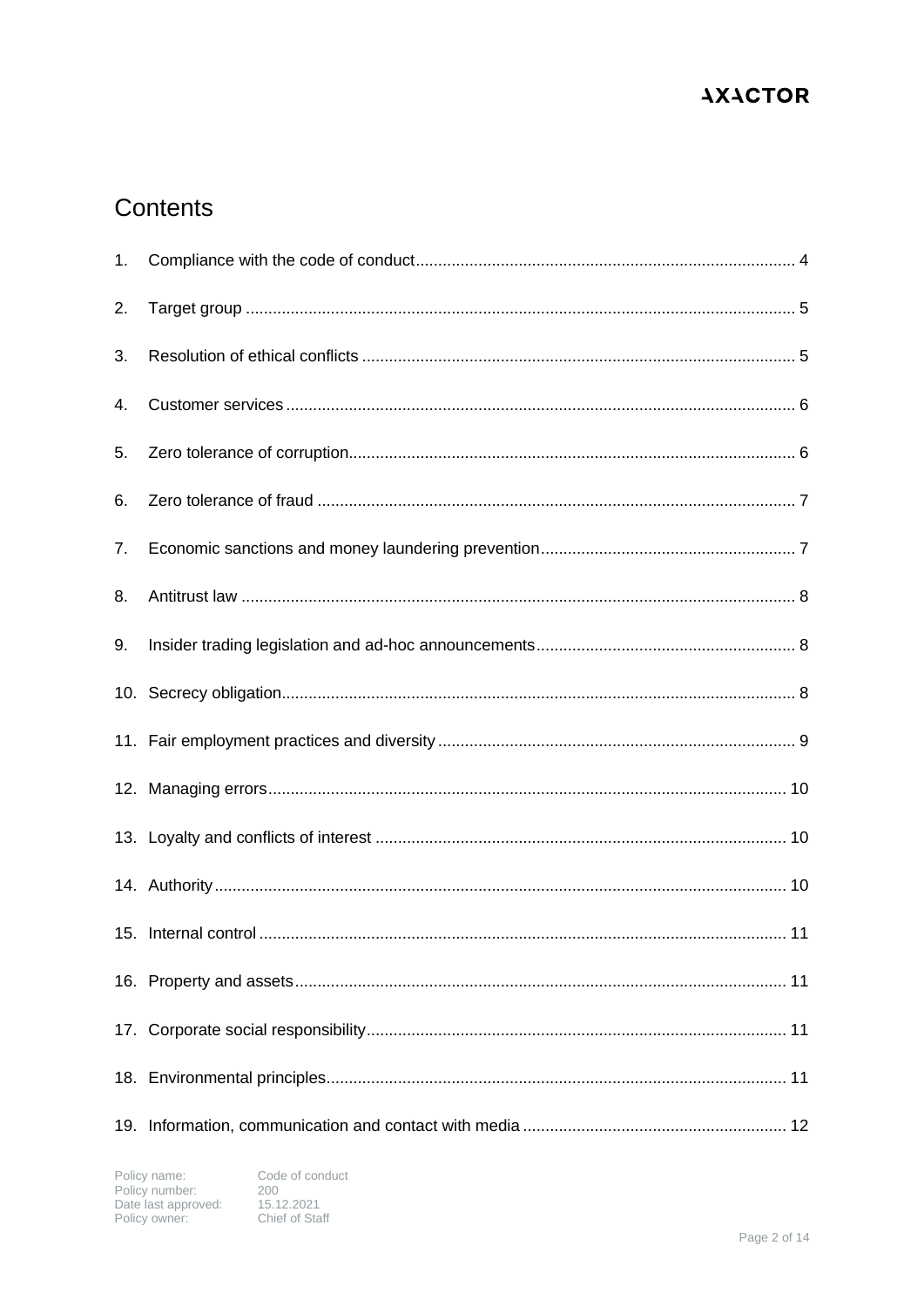# Contents

1. Compliance with the code of conduct .... 4
2. Target group .... 5
3. Resolution of ethical conflicts .... 5
4. Customer services .... 6
5. Zero tolerance of corruption .... 6
6. Zero tolerance of fraud .... 7
7. Economic sanctions and money laundering prevention .... 7
8. Antitrust law .... 8
9. Insider trading legislation and ad-hoc announcements .... 8
10. Secrecy obligation .... 8
11. Fair employment practices and diversity .... 9
12. Managing errors .... 10
13. Loyalty and conflicts of interest .... 10
14. Authority .... 10
15. Internal control .... 11
16. Property and assets .... 11
17. Corporate social responsibility .... 11
18. Environmental principles .... 11
19. Information, communication and contact with media .... 12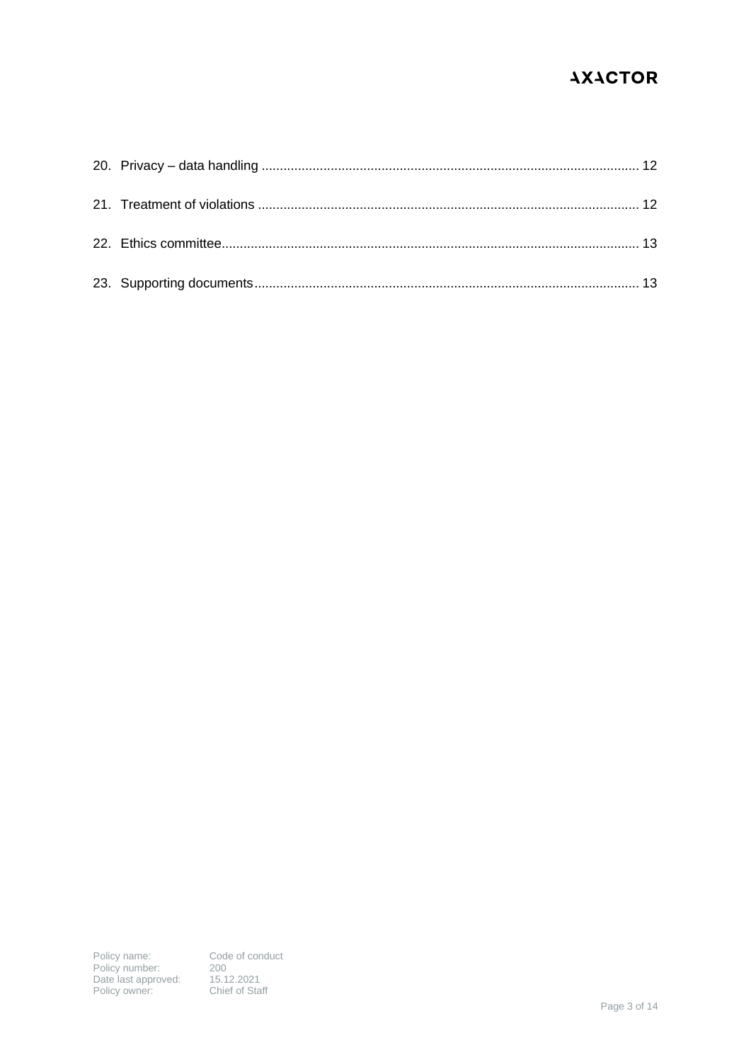20. Privacy – data handling ........................................................................................................ 12

21. Treatment of violations ........................................................................................................ 12

22. Ethics committee.................................................................................................................. 13

23. Supporting documents......................................................................................................... 13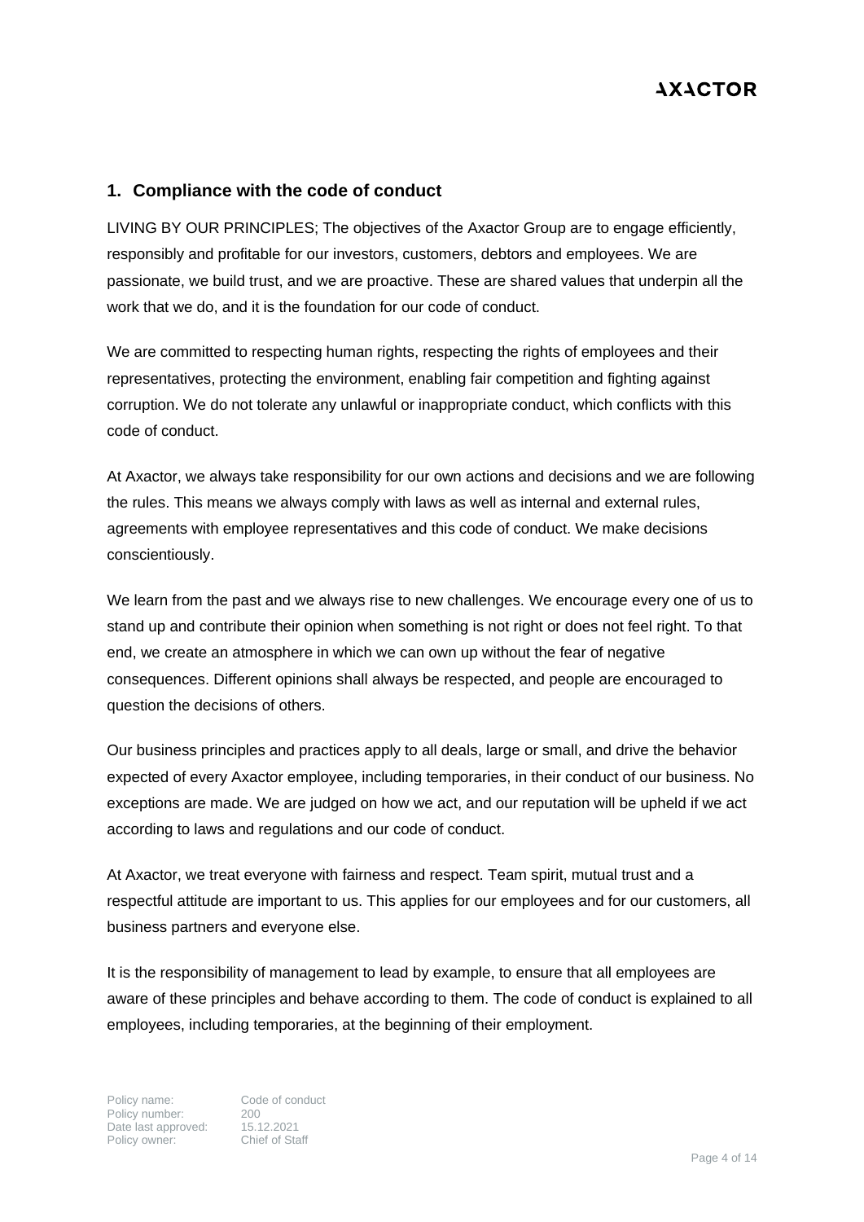## 1. Compliance with the code of conduct

LIVING BY OUR PRINCIPLES; The objectives of the Axactor Group are to engage efficiently, responsibly and profitable for our investors, customers, debtors and employees. We are passionate, we build trust, and we are proactive. These are shared values that underpin all the work that we do, and it is the foundation for our code of conduct.

We are committed to respecting human rights, respecting the rights of employees and their representatives, protecting the environment, enabling fair competition and fighting against corruption. We do not tolerate any unlawful or inappropriate conduct, which conflicts with this code of conduct.

At Axactor, we always take responsibility for our own actions and decisions and we are following the rules. This means we always comply with laws as well as internal and external rules, agreements with employee representatives and this code of conduct. We make decisions conscientiously.

We learn from the past and we always rise to new challenges. We encourage every one of us to stand up and contribute their opinion when something is not right or does not feel right. To that end, we create an atmosphere in which we can own up without the fear of negative consequences. Different opinions shall always be respected, and people are encouraged to question the decisions of others.

Our business principles and practices apply to all deals, large or small, and drive the behavior expected of every Axactor employee, including temporaries, in their conduct of our business. No exceptions are made. We are judged on how we act, and our reputation will be upheld if we act according to laws and regulations and our code of conduct.

At Axactor, we treat everyone with fairness and respect. Team spirit, mutual trust and a respectful attitude are important to us. This applies for our employees and for our customers, all business partners and everyone else.

It is the responsibility of management to lead by example, to ensure that all employees are aware of these principles and behave according to them. The code of conduct is explained to all employees, including temporaries, at the beginning of their employment.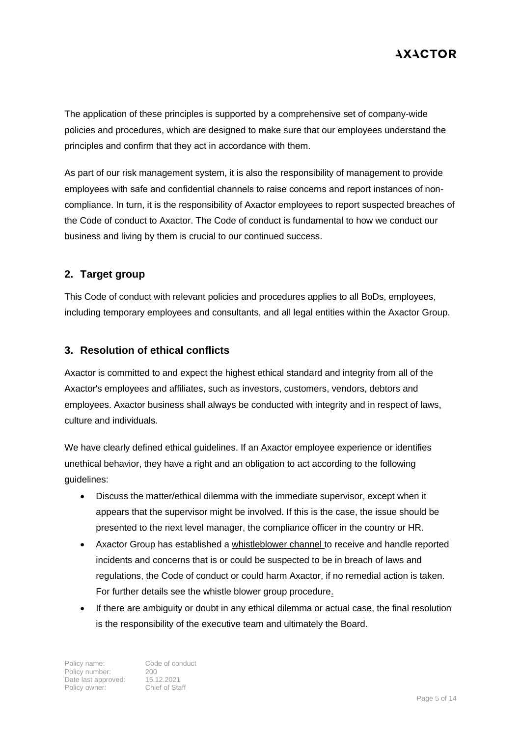The application of these principles is supported by a comprehensive set of company-wide policies and procedures, which are designed to make sure that our employees understand the principles and confirm that they act in accordance with them.

As part of our risk management system, it is also the responsibility of management to provide employees with safe and confidential channels to raise concerns and report instances of non-compliance. In turn, it is the responsibility of Axactor employees to report suspected breaches of the Code of conduct to Axactor. The Code of conduct is fundamental to how we conduct our business and living by them is crucial to our continued success.

## 2. Target group

This Code of conduct with relevant policies and procedures applies to all BoDs, employees, including temporary employees and consultants, and all legal entities within the Axactor Group.

## 3. Resolution of ethical conflicts

Axactor is committed to and expect the highest ethical standard and integrity from all of the Axactor's employees and affiliates, such as investors, customers, vendors, debtors and employees. Axactor business shall always be conducted with integrity and in respect of laws, culture and individuals.

We have clearly defined ethical guidelines. If an Axactor employee experience or identifies unethical behavior, they have a right and an obligation to act according to the following guidelines:

- Discuss the matter/ethical dilemma with the immediate supervisor, except when it appears that the supervisor might be involved. If this is the case, the issue should be presented to the next level manager, the compliance officer in the country or HR.
- Axactor Group has established a whistleblower channel to receive and handle reported incidents and concerns that is or could be suspected to be in breach of laws and regulations, the Code of conduct or could harm Axactor, if no remedial action is taken. For further details see the whistle blower group procedure.
- If there are ambiguity or doubt in any ethical dilemma or actual case, the final resolution is the responsibility of the executive team and ultimately the Board.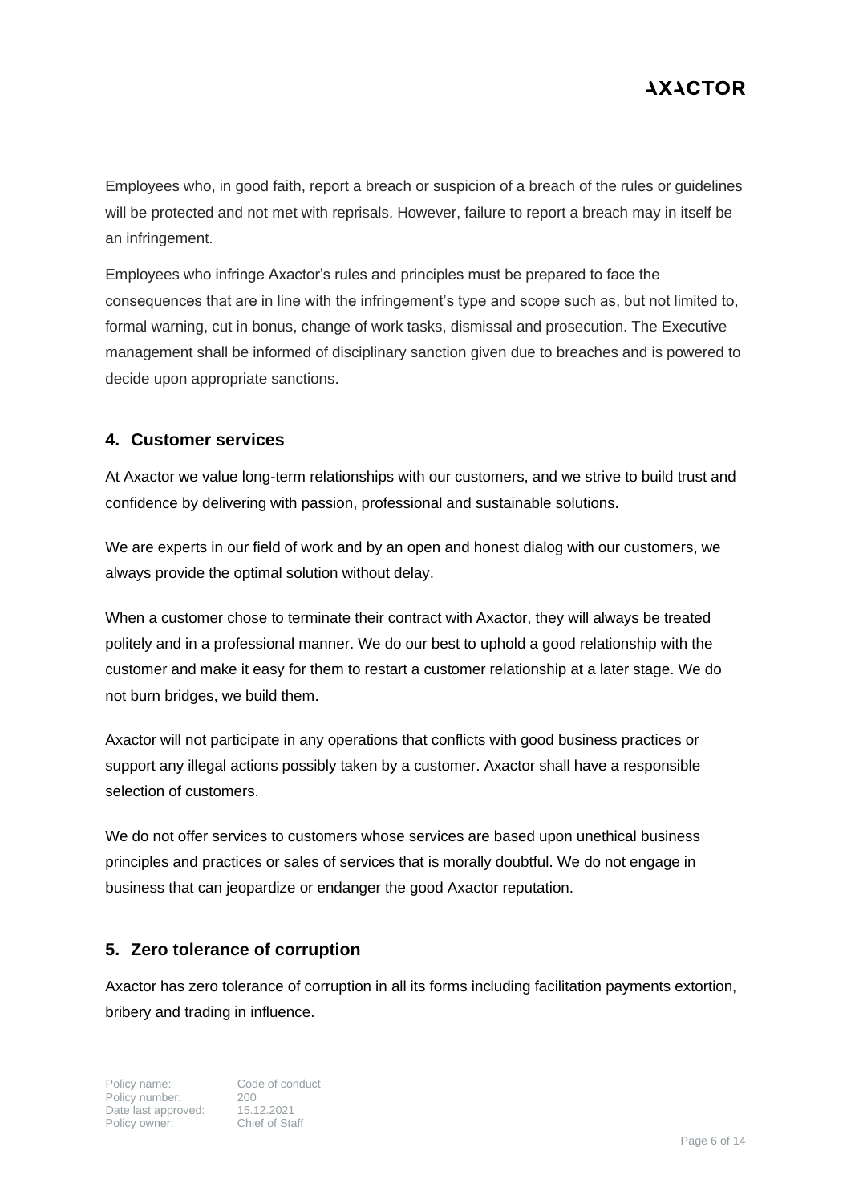Employees who, in good faith, report a breach or suspicion of a breach of the rules or guidelines will be protected and not met with reprisals. However, failure to report a breach may in itself be an infringement.

Employees who infringe Axactor's rules and principles must be prepared to face the consequences that are in line with the infringement's type and scope such as, but not limited to, formal warning, cut in bonus, change of work tasks, dismissal and prosecution. The Executive management shall be informed of disciplinary sanction given due to breaches and is powered to decide upon appropriate sanctions.

## 4. Customer services

At Axactor we value long-term relationships with our customers, and we strive to build trust and confidence by delivering with passion, professional and sustainable solutions.

We are experts in our field of work and by an open and honest dialog with our customers, we always provide the optimal solution without delay.

When a customer chose to terminate their contract with Axactor, they will always be treated politely and in a professional manner. We do our best to uphold a good relationship with the customer and make it easy for them to restart a customer relationship at a later stage. We do not burn bridges, we build them.

Axactor will not participate in any operations that conflicts with good business practices or support any illegal actions possibly taken by a customer. Axactor shall have a responsible selection of customers.

We do not offer services to customers whose services are based upon unethical business principles and practices or sales of services that is morally doubtful. We do not engage in business that can jeopardize or endanger the good Axactor reputation.

## 5. Zero tolerance of corruption

Axactor has zero tolerance of corruption in all its forms including facilitation payments extortion, bribery and trading in influence.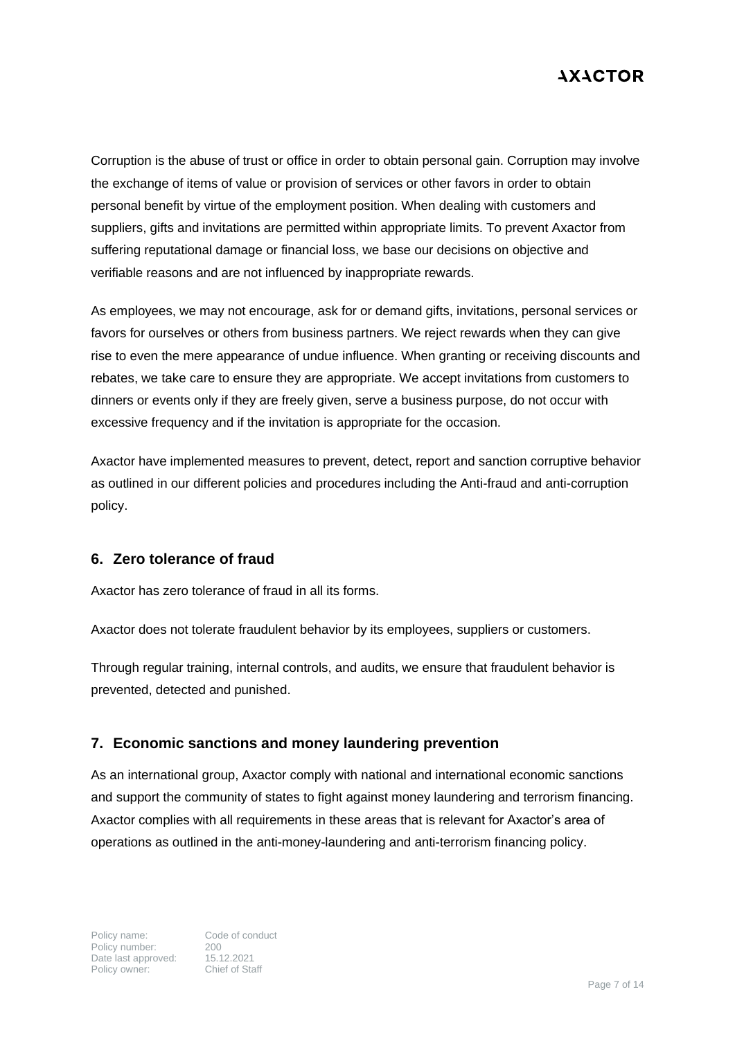Corruption is the abuse of trust or office in order to obtain personal gain. Corruption may involve the exchange of items of value or provision of services or other favors in order to obtain personal benefit by virtue of the employment position. When dealing with customers and suppliers, gifts and invitations are permitted within appropriate limits. To prevent Axactor from suffering reputational damage or financial loss, we base our decisions on objective and verifiable reasons and are not influenced by inappropriate rewards.

As employees, we may not encourage, ask for or demand gifts, invitations, personal services or favors for ourselves or others from business partners. We reject rewards when they can give rise to even the mere appearance of undue influence. When granting or receiving discounts and rebates, we take care to ensure they are appropriate. We accept invitations from customers to dinners or events only if they are freely given, serve a business purpose, do not occur with excessive frequency and if the invitation is appropriate for the occasion.

Axactor have implemented measures to prevent, detect, report and sanction corruptive behavior as outlined in our different policies and procedures including the Anti-fraud and anti-corruption policy.

## 6. Zero tolerance of fraud

Axactor has zero tolerance of fraud in all its forms.

Axactor does not tolerate fraudulent behavior by its employees, suppliers or customers.

Through regular training, internal controls, and audits, we ensure that fraudulent behavior is prevented, detected and punished.

## 7. Economic sanctions and money laundering prevention

As an international group, Axactor comply with national and international economic sanctions and support the community of states to fight against money laundering and terrorism financing. Axactor complies with all requirements in these areas that is relevant for Axactor's area of operations as outlined in the anti-money-laundering and anti-terrorism financing policy.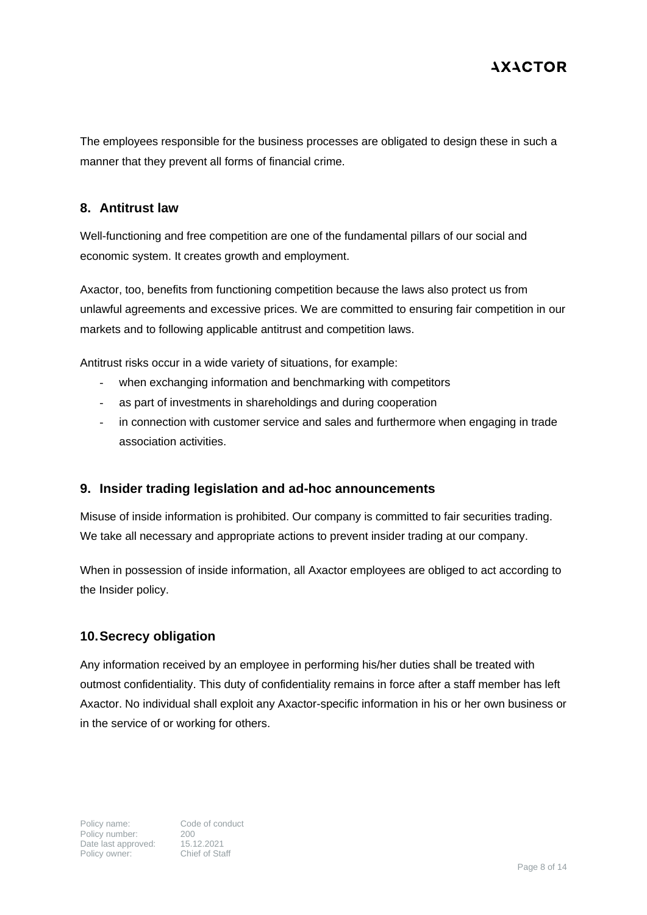The employees responsible for the business processes are obligated to design these in such a manner that they prevent all forms of financial crime.

## 8. Antitrust law

Well-functioning and free competition are one of the fundamental pillars of our social and economic system. It creates growth and employment.

Axactor, too, benefits from functioning competition because the laws also protect us from unlawful agreements and excessive prices. We are committed to ensuring fair competition in our markets and to following applicable antitrust and competition laws.

Antitrust risks occur in a wide variety of situations, for example:

- when exchanging information and benchmarking with competitors
- as part of investments in shareholdings and during cooperation
- in connection with customer service and sales and furthermore when engaging in trade association activities.

## 9. Insider trading legislation and ad-hoc announcements

Misuse of inside information is prohibited. Our company is committed to fair securities trading. We take all necessary and appropriate actions to prevent insider trading at our company.

When in possession of inside information, all Axactor employees are obliged to act according to the Insider policy.

## 10. Secrecy obligation

Any information received by an employee in performing his/her duties shall be treated with outmost confidentiality. This duty of confidentiality remains in force after a staff member has left Axactor. No individual shall exploit any Axactor-specific information in his or her own business or in the service of or working for others.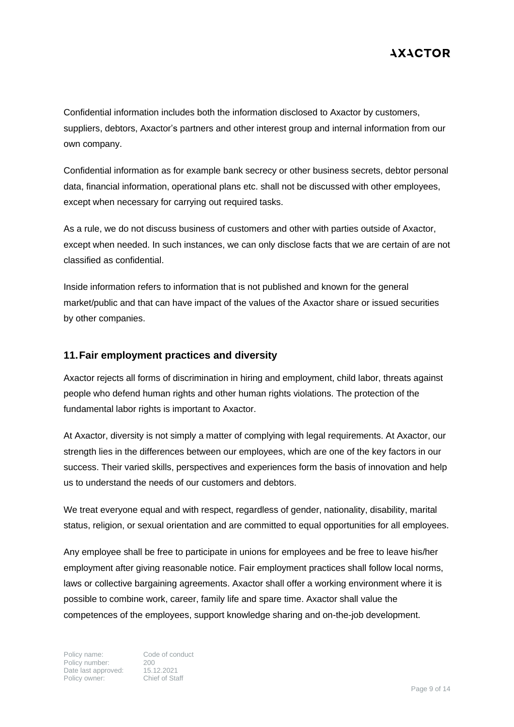Confidential information includes both the information disclosed to Axactor by customers, suppliers, debtors, Axactor's partners and other interest group and internal information from our own company.

Confidential information as for example bank secrecy or other business secrets, debtor personal data, financial information, operational plans etc. shall not be discussed with other employees, except when necessary for carrying out required tasks.

As a rule, we do not discuss business of customers and other with parties outside of Axactor, except when needed. In such instances, we can only disclose facts that we are certain of are not classified as confidential.

Inside information refers to information that is not published and known for the general market/public and that can have impact of the values of the Axactor share or issued securities by other companies.

## 11. Fair employment practices and diversity

Axactor rejects all forms of discrimination in hiring and employment, child labor, threats against people who defend human rights and other human rights violations. The protection of the fundamental labor rights is important to Axactor.

At Axactor, diversity is not simply a matter of complying with legal requirements. At Axactor, our strength lies in the differences between our employees, which are one of the key factors in our success. Their varied skills, perspectives and experiences form the basis of innovation and help us to understand the needs of our customers and debtors.

We treat everyone equal and with respect, regardless of gender, nationality, disability, marital status, religion, or sexual orientation and are committed to equal opportunities for all employees.

Any employee shall be free to participate in unions for employees and be free to leave his/her employment after giving reasonable notice. Fair employment practices shall follow local norms, laws or collective bargaining agreements. Axactor shall offer a working environment where it is possible to combine work, career, family life and spare time. Axactor shall value the competences of the employees, support knowledge sharing and on-the-job development.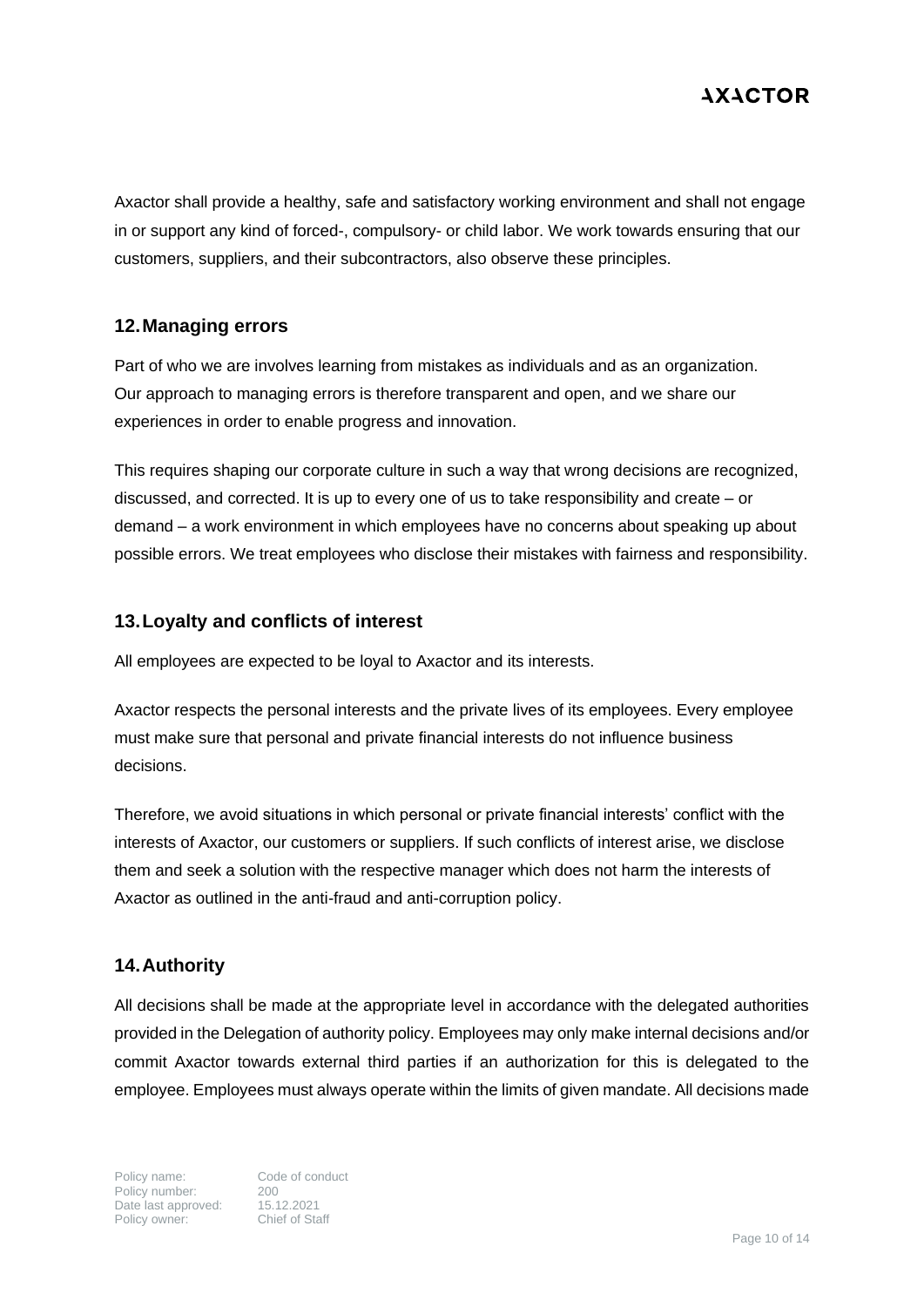Axactor shall provide a healthy, safe and satisfactory working environment and shall not engage in or support any kind of forced-, compulsory- or child labor. We work towards ensuring that our customers, suppliers, and their subcontractors, also observe these principles.

## 12. Managing errors

Part of who we are involves learning from mistakes as individuals and as an organization. Our approach to managing errors is therefore transparent and open, and we share our experiences in order to enable progress and innovation.

This requires shaping our corporate culture in such a way that wrong decisions are recognized, discussed, and corrected. It is up to every one of us to take responsibility and create – or demand – a work environment in which employees have no concerns about speaking up about possible errors. We treat employees who disclose their mistakes with fairness and responsibility.

## 13. Loyalty and conflicts of interest

All employees are expected to be loyal to Axactor and its interests.

Axactor respects the personal interests and the private lives of its employees. Every employee must make sure that personal and private financial interests do not influence business decisions.

Therefore, we avoid situations in which personal or private financial interests' conflict with the interests of Axactor, our customers or suppliers. If such conflicts of interest arise, we disclose them and seek a solution with the respective manager which does not harm the interests of Axactor as outlined in the anti-fraud and anti-corruption policy.

## 14. Authority

All decisions shall be made at the appropriate level in accordance with the delegated authorities provided in the Delegation of authority policy. Employees may only make internal decisions and/or commit Axactor towards external third parties if an authorization for this is delegated to the employee. Employees must always operate within the limits of given mandate. All decisions made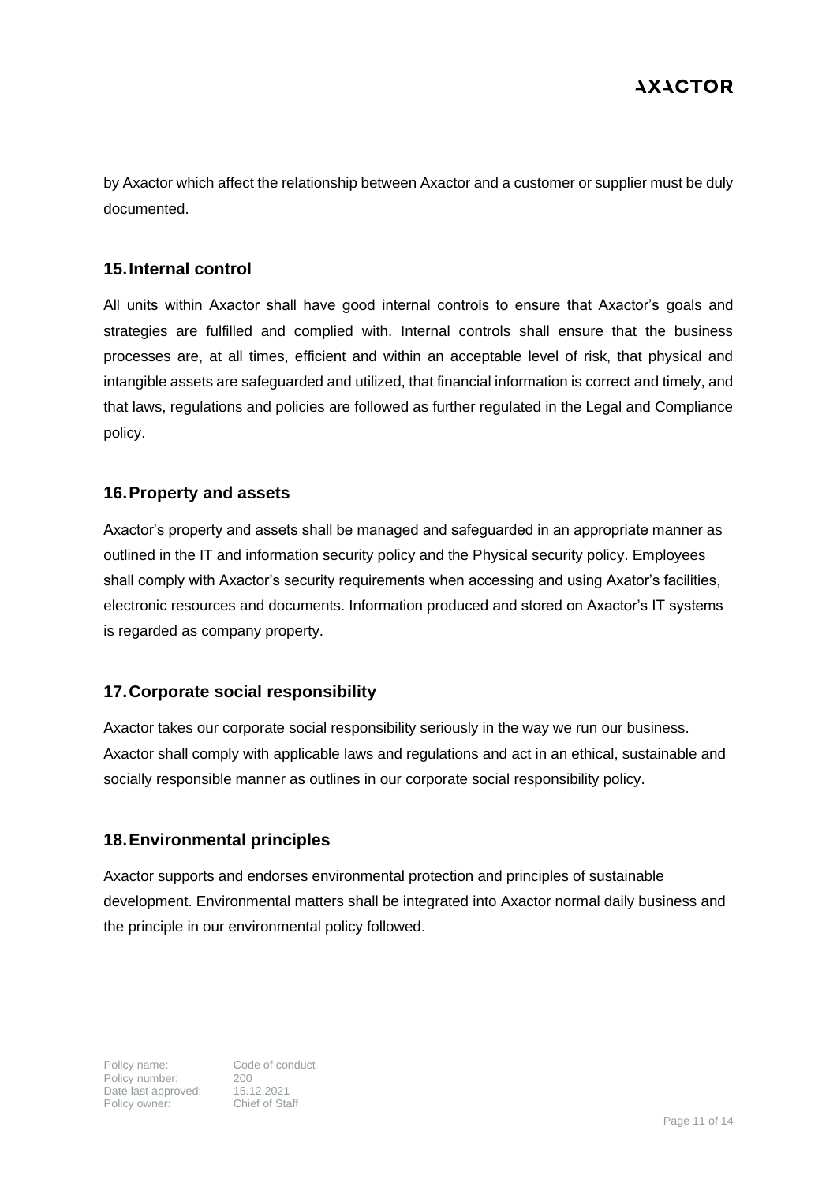by Axactor which affect the relationship between Axactor and a customer or supplier must be duly documented.

## 15. Internal control

All units within Axactor shall have good internal controls to ensure that Axactor's goals and strategies are fulfilled and complied with. Internal controls shall ensure that the business processes are, at all times, efficient and within an acceptable level of risk, that physical and intangible assets are safeguarded and utilized, that financial information is correct and timely, and that laws, regulations and policies are followed as further regulated in the Legal and Compliance policy.

## 16. Property and assets

Axactor's property and assets shall be managed and safeguarded in an appropriate manner as outlined in the IT and information security policy and the Physical security policy. Employees shall comply with Axactor's security requirements when accessing and using Axator's facilities, electronic resources and documents. Information produced and stored on Axactor's IT systems is regarded as company property.

## 17. Corporate social responsibility

Axactor takes our corporate social responsibility seriously in the way we run our business. Axactor shall comply with applicable laws and regulations and act in an ethical, sustainable and socially responsible manner as outlines in our corporate social responsibility policy.

## 18. Environmental principles

Axactor supports and endorses environmental protection and principles of sustainable development. Environmental matters shall be integrated into Axactor normal daily business and the principle in our environmental policy followed.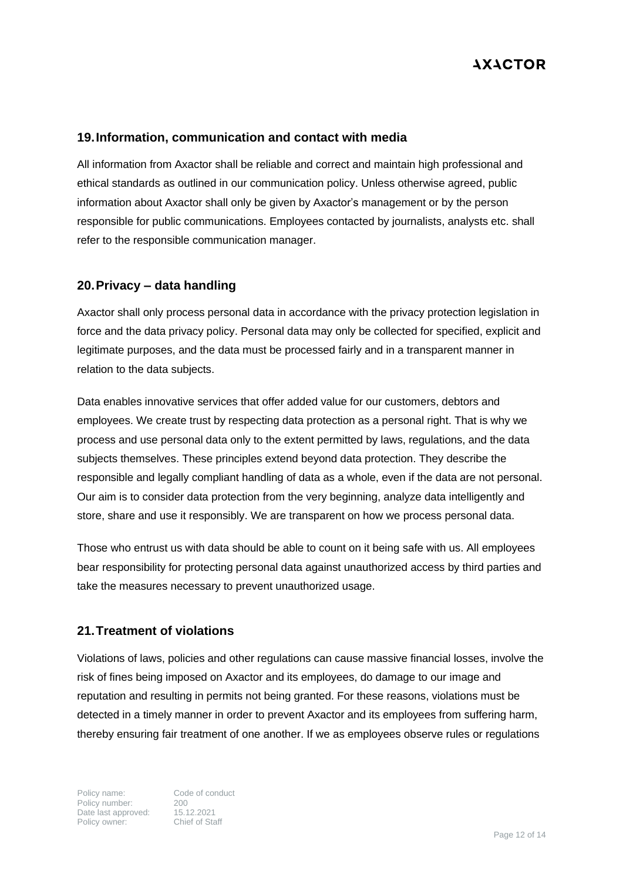## 19. Information, communication and contact with media

All information from Axactor shall be reliable and correct and maintain high professional and ethical standards as outlined in our communication policy. Unless otherwise agreed, public information about Axactor shall only be given by Axactor's management or by the person responsible for public communications. Employees contacted by journalists, analysts etc. shall refer to the responsible communication manager.

## 20. Privacy – data handling

Axactor shall only process personal data in accordance with the privacy protection legislation in force and the data privacy policy. Personal data may only be collected for specified, explicit and legitimate purposes, and the data must be processed fairly and in a transparent manner in relation to the data subjects.

Data enables innovative services that offer added value for our customers, debtors and employees. We create trust by respecting data protection as a personal right. That is why we process and use personal data only to the extent permitted by laws, regulations, and the data subjects themselves. These principles extend beyond data protection. They describe the responsible and legally compliant handling of data as a whole, even if the data are not personal. Our aim is to consider data protection from the very beginning, analyze data intelligently and store, share and use it responsibly. We are transparent on how we process personal data.

Those who entrust us with data should be able to count on it being safe with us. All employees bear responsibility for protecting personal data against unauthorized access by third parties and take the measures necessary to prevent unauthorized usage.

## 21. Treatment of violations

Violations of laws, policies and other regulations can cause massive financial losses, involve the risk of fines being imposed on Axactor and its employees, do damage to our image and reputation and resulting in permits not being granted. For these reasons, violations must be detected in a timely manner in order to prevent Axactor and its employees from suffering harm, thereby ensuring fair treatment of one another. If we as employees observe rules or regulations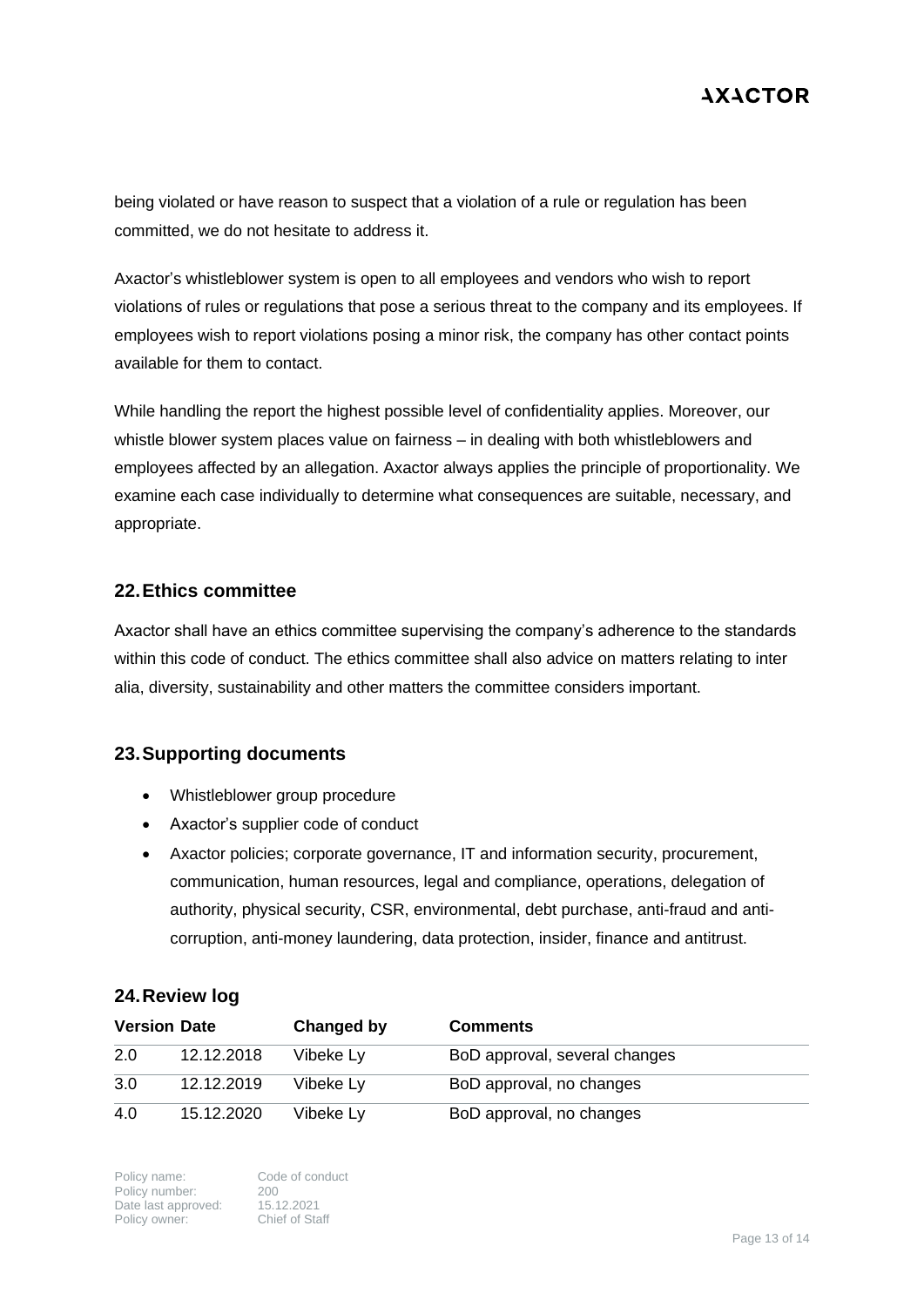being violated or have reason to suspect that a violation of a rule or regulation has been committed, we do not hesitate to address it.

Axactor's whistleblower system is open to all employees and vendors who wish to report violations of rules or regulations that pose a serious threat to the company and its employees. If employees wish to report violations posing a minor risk, the company has other contact points available for them to contact.

While handling the report the highest possible level of confidentiality applies. Moreover, our whistle blower system places value on fairness – in dealing with both whistleblowers and employees affected by an allegation. Axactor always applies the principle of proportionality. We examine each case individually to determine what consequences are suitable, necessary, and appropriate.

## 22. Ethics committee

Axactor shall have an ethics committee supervising the company's adherence to the standards within this code of conduct. The ethics committee shall also advice on matters relating to inter alia, diversity, sustainability and other matters the committee considers important.

## 23. Supporting documents

- Whistleblower group procedure
- Axactor's supplier code of conduct
- Axactor policies; corporate governance, IT and information security, procurement, communication, human resources, legal and compliance, operations, delegation of authority, physical security, CSR, environmental, debt purchase, anti-fraud and anti-corruption, anti-money laundering, data protection, insider, finance and antitrust.

## 24. Review log

| Version | Date | Changed by | Comments |
|---|---|---|---|
| 2.0 | 12.12.2018 | Vibeke Ly | BoD approval, several changes |
| 3.0 | 12.12.2019 | Vibeke Ly | BoD approval, no changes |
| 4.0 | 15.12.2020 | Vibeke Ly | BoD approval, no changes |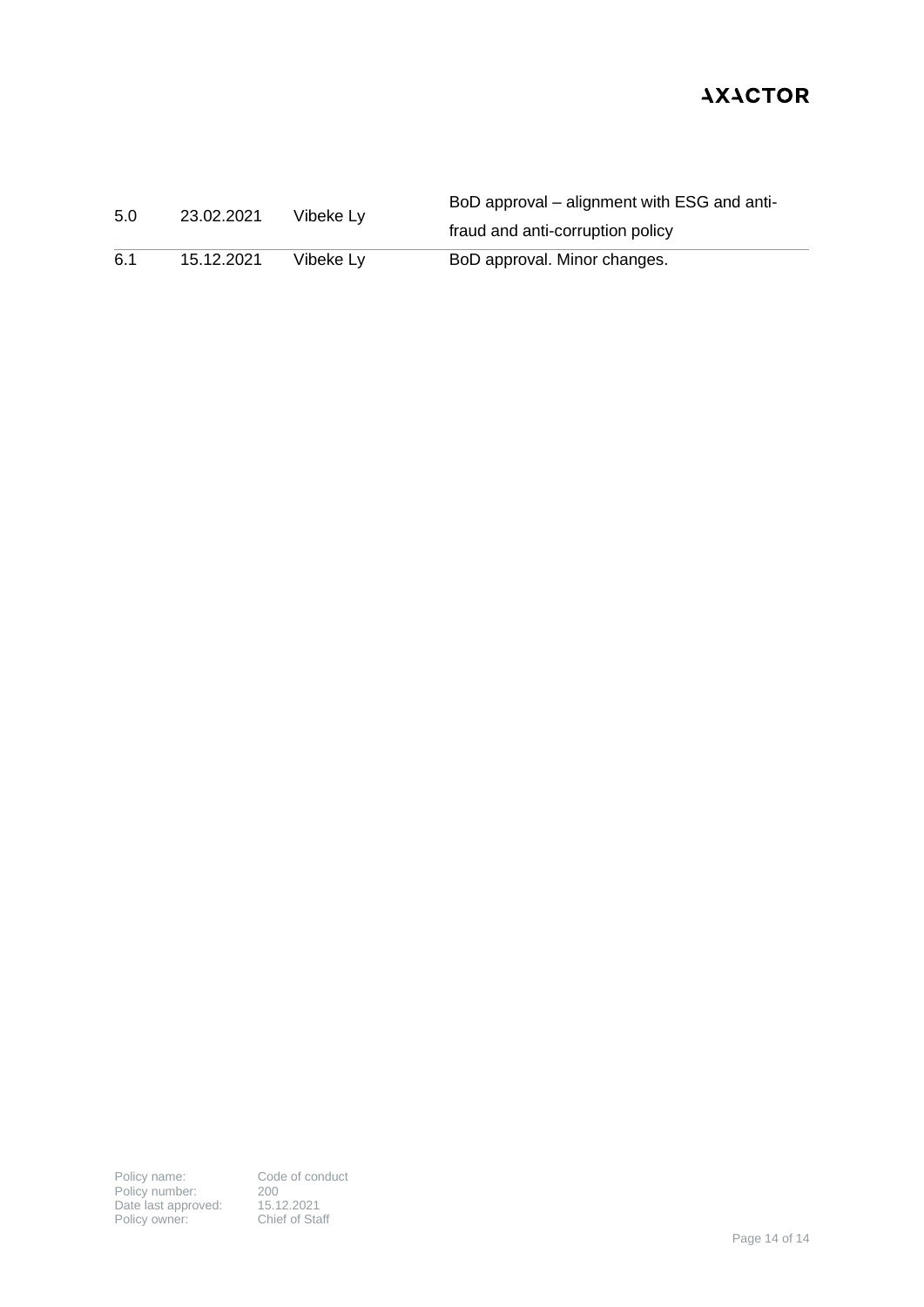| | | | |
|---|---|---|---|
| 5.0 | 23.02.2021 | Vibeke Ly | BoD approval – alignment with ESG and anti-fraud and anti-corruption policy |
| 6.1 | 15.12.2021 | Vibeke Ly | BoD approval. Minor changes. |